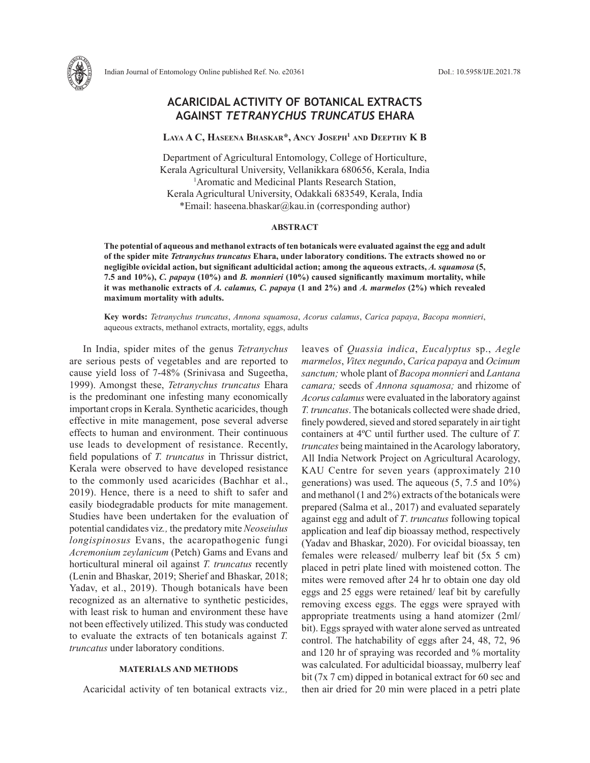# ACARICIDAL ACTIVITY OF BOTANICAL EXTRACTS AGAINST *TETRANYCHUS TRUNCATUS* EHARA

**Laya A C, Haseena Bhaskar*, Ancy Joseph[1] and Deepthy K B**

Department of Agricultural Entomology, College of Horticulture,
Kerala Agricultural University, Vellanikkara 680656, Kerala, India
[1]Aromatic and Medicinal Plants Research Station,
Kerala Agricultural University, Odakkali 683549, Kerala, India
*Email: haseena.bhaskar@kau.in (corresponding author)

## ABSTRACT

**The potential of aqueous and methanol extracts of ten botanicals were evaluated against the egg and adult of the spider mite *Tetranychus truncatus* Ehara, under laboratory conditions. The extracts showed no or negligible ovicidal action, but significant adulticidal action; among the aqueous extracts, *A. squamosa* (5, 7.5 and 10%), *C. papaya* (10%) and *B. monnieri* (10%) caused significantly maximum mortality, while it was methanolic extracts of *A. calamus, C. papaya* (1 and 2%) and *A. marmelos* (2%) which revealed maximum mortality with adults.**

**Key words:** *Tetranychus truncatus*, *Annona squamosa*, *Acorus calamus*, *Carica papaya*, *Bacopa monnieri*, aqueous extracts, methanol extracts, mortality, eggs, adults

In India, spider mites of the genus *Tetranychus* are serious pests of vegetables and are reported to cause yield loss of 7-48% (Srinivasa and Sugeetha, 1999). Amongst these, *Tetranychus truncatus* Ehara is the predominant one infesting many economically important crops in Kerala. Synthetic acaricides, though effective in mite management, pose several adverse effects to human and environment. Their continuous use leads to development of resistance. Recently, field populations of *T. truncatus* in Thrissur district, Kerala were observed to have developed resistance to the commonly used acaricides (Bachhar et al., 2019). Hence, there is a need to shift to safer and easily biodegradable products for mite management. Studies have been undertaken for the evaluation of potential candidates viz*.,* the predatory mite *Neoseiulus longispinosus* Evans, the acaropathogenic fungi *Acremonium zeylanicum* (Petch) Gams and Evans and horticultural mineral oil against *T. truncatus* recently (Lenin and Bhaskar, 2019; Sherief and Bhaskar, 2018; Yadav, et al., 2019). Though botanicals have been recognized as an alternative to synthetic pesticides, with least risk to human and environment these have not been effectively utilized. This study was conducted to evaluate the extracts of ten botanicals against *T. truncatus* under laboratory conditions.

## MATERIALS AND METHODS

Acaricidal activity of ten botanical extracts viz*.,* leaves of *Quassia indica*, *Eucalyptus* sp., *Aegle marmelos*, *Vitex negundo*, *Carica papaya* and *Ocimum sanctum;* whole plant of *Bacopa monnieri* and *Lantana camara;* seeds of *Annona squamosa;* and rhizome of *Acorus calamus* were evaluated in the laboratory against *T. truncatus*. The botanicals collected were shade dried, finely powdered, sieved and stored separately in air tight containers at 4ºC until further used. The culture of *T. truncates* being maintained in the Acarology laboratory, All India Network Project on Agricultural Acarology, KAU Centre for seven years (approximately 210 generations) was used. The aqueous (5, 7.5 and 10%) and methanol (1 and 2%) extracts of the botanicals were prepared (Salma et al., 2017) and evaluated separately against egg and adult of *T. truncatus* following topical application and leaf dip bioassay method, respectively (Yadav and Bhaskar, 2020). For ovicidal bioassay, ten females were released/ mulberry leaf bit (5x 5 cm) placed in petri plate lined with moistened cotton. The mites were removed after 24 hr to obtain one day old eggs and 25 eggs were retained/ leaf bit by carefully removing excess eggs. The eggs were sprayed with appropriate treatments using a hand atomizer (2ml/ bit). Eggs sprayed with water alone served as untreated control. The hatchability of eggs after 24, 48, 72, 96 and 120 hr of spraying was recorded and % mortality was calculated. For adulticidal bioassay, mulberry leaf bit (7x 7 cm) dipped in botanical extract for 60 sec and then air dried for 20 min were placed in a petri plate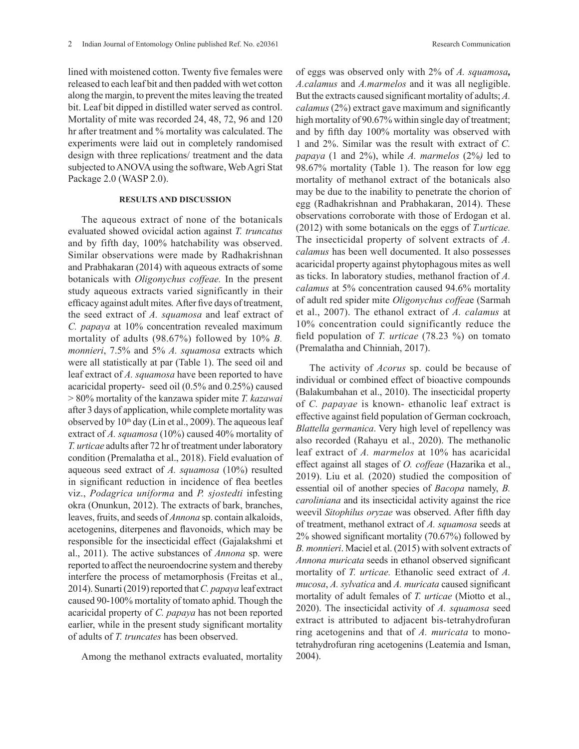lined with moistened cotton. Twenty five females were released to each leaf bit and then padded with wet cotton along the margin, to prevent the mites leaving the treated bit. Leaf bit dipped in distilled water served as control. Mortality of mite was recorded 24, 48, 72, 96 and 120 hr after treatment and % mortality was calculated. The experiments were laid out in completely randomised design with three replications/ treatment and the data subjected to ANOVA using the software, Web Agri Stat Package 2.0 (WASP 2.0).

## RESULTS AND DISCUSSION

The aqueous extract of none of the botanicals evaluated showed ovicidal action against *T. truncatus* and by fifth day, 100% hatchability was observed. Similar observations were made by Radhakrishnan and Prabhakaran (2014) with aqueous extracts of some botanicals with *Oligonychus coffeae.* In the present study aqueous extracts varied significantly in their efficacy against adult mites*.* After five days of treatment, the seed extract of *A. squamosa* and leaf extract of *C. papaya* at 10% concentration revealed maximum mortality of adults (98.67%) followed by 10% *B. monnieri*, 7.5% and 5% *A. squamosa* extracts which were all statistically at par (Table 1). The seed oil and leaf extract of *A. squamosa* have been reported to have acaricidal property- seed oil (0.5% and 0.25%) caused > 80% mortality of the kanzawa spider mite *T. kazawai* after 3 days of application, while complete mortality was observed by 10th day (Lin et al., 2009). The aqueous leaf extract of *A. squamosa* (10%) caused 40% mortality of *T. urticae* adults after 72 hr of treatment under laboratory condition (Premalatha et al., 2018). Field evaluation of aqueous seed extract of *A. squamosa* (10%) resulted in significant reduction in incidence of flea beetles viz., *Podagrica uniforma* and *P. sjostedti* infesting okra (Onunkun, 2012). The extracts of bark, branches, leaves, fruits, and seeds of *Annona* sp. contain alkaloids, acetogenins, diterpenes and flavonoids, which may be responsible for the insecticidal effect (Gajalakshmi et al., 2011). The active substances of *Annona* sp. were reported to affect the neuroendocrine system and thereby interfere the process of metamorphosis (Freitas et al., 2014). Sunarti (2019) reported that *C. papaya* leaf extract caused 90-100% mortality of tomato aphid. Though the acaricidal property of *C. papaya* has not been reported earlier, while in the present study significant mortality of adults of *T. truncates* has been observed.

Among the methanol extracts evaluated, mortality of eggs was observed only with 2% of *A. squamosa***,** *A.calamus* and *A.marmelos* and it was all negligible. But the extracts caused significant mortality of adults; *A. calamus* (2%) extract gave maximum and significantly high mortality of 90.67% within single day of treatment; and by fifth day 100% mortality was observed with 1 and 2%. Similar was the result with extract of *C. papaya* (1 and 2%), while *A. marmelos* (2%*)* led to 98.67% mortality (Table 1). The reason for low egg mortality of methanol extract of the botanicals also may be due to the inability to penetrate the chorion of egg (Radhakrishnan and Prabhakaran, 2014). These observations corroborate with those of Erdogan et al. (2012) with some botanicals on the eggs of *T.urticae.* The insecticidal property of solvent extracts of *A. calamus* has been well documented. It also possesses acaricidal property against phytophagous mites as well as ticks. In laboratory studies, methanol fraction of *A. calamus* at 5% concentration caused 94.6% mortality of adult red spider mite *Oligonychus coffea*e (Sarmah et al., 2007). The ethanol extract of *A. calamus* at 10% concentration could significantly reduce the field population of *T. urticae* (78.23 %) on tomato (Premalatha and Chinniah, 2017).

The activity of *Acorus* sp. could be because of individual or combined effect of bioactive compounds (Balakumbahan et al., 2010). The insecticidal property of *C. papayae* is known- ethanolic leaf extract is effective against field population of German cockroach, *Blattella germanica*. Very high level of repellency was also recorded (Rahayu et al., 2020). The methanolic leaf extract of *A. marmelos* at 10% has acaricidal effect against all stages of *O. coffeae* (Hazarika et al., 2019). Liu et al*.* (2020) studied the composition of essential oil of another species of *Bacopa* namely, *B. caroliniana* and its insecticidal activity against the rice weevil *Sitophilus oryzae* was observed. After fifth day of treatment, methanol extract of *A. squamosa* seeds at 2% showed significant mortality (70.67%) followed by *B. monnieri*. Maciel et al. (2015) with solvent extracts of *Annona muricata* seeds in ethanol observed significant mortality of *T. urticae.* Ethanolic seed extract of *A. mucosa*, *A. sylvatica* and *A. muricata* caused significant mortality of adult females of *T. urticae* (Miotto et al., 2020). The insecticidal activity of *A. squamosa* seed extract is attributed to adjacent bis-tetrahydrofuran ring acetogenins and that of *A. muricata* to mono-tetrahydrofuran ring acetogenins (Leatemia and Isman, 2004).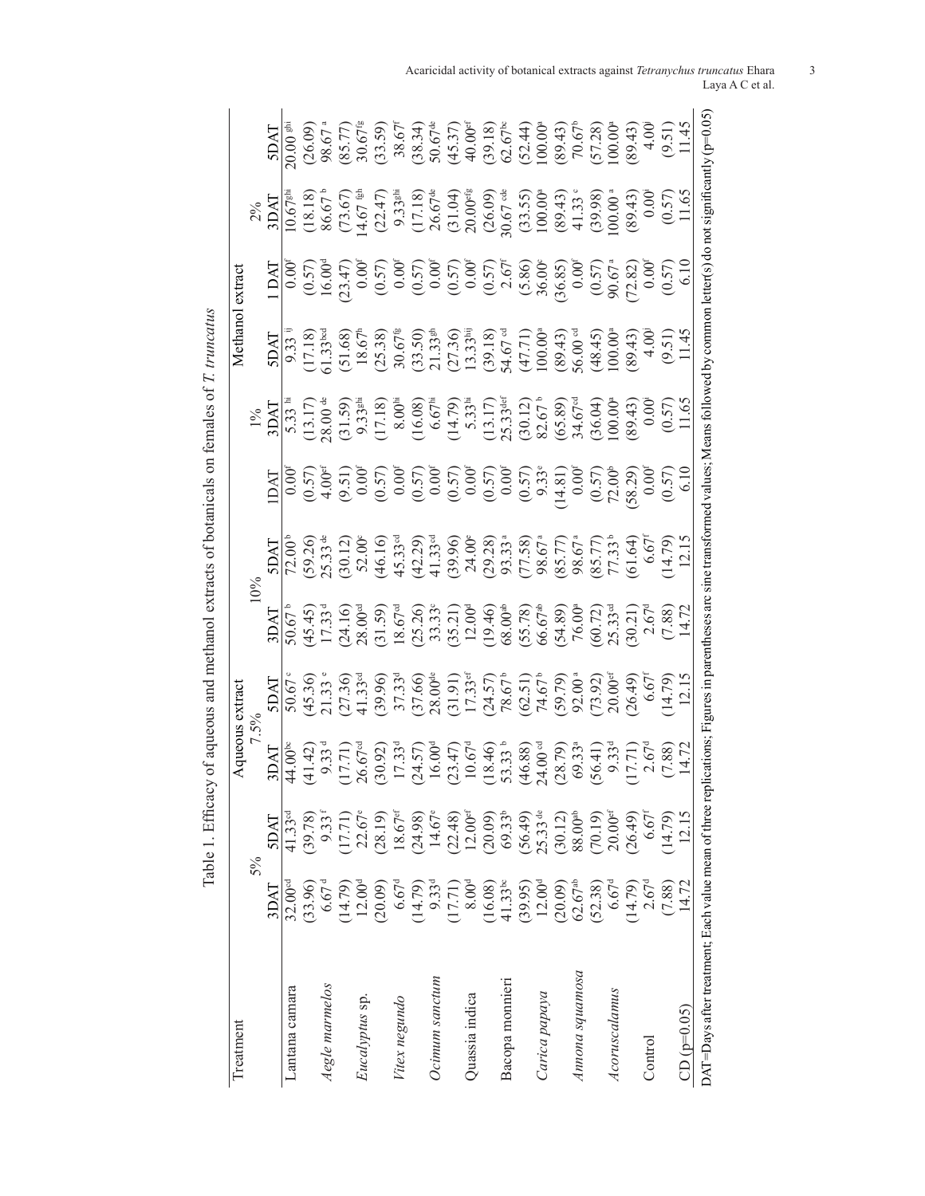Table 1. Efficacy of aqueous and methanol extracts of botanicals on females of *T. truncatus*

| Treatment | Aqueous extract | | | | | | Methanol extract | | | | | |
|---|---|---|---|---|---|---|---|---|---|---|---|---|
| | 5% | | 7.5% | | 10% | | 1% | | | 2% | | |
| | 3DAT | 5DAT | 3DAT | 5DAT | 3DAT | 5DAT | 1DAT | 3DAT | 5DAT | 1 DAT | 3DAT | 5DAT |
| Lantana camara | 32.00[cd] | 41.33[cd] | 44.00[bc] | 50.67[c] | 50.67[b] | 72.00[b] | 0.00[f] | 5.33[hi] | 9.33[ij] | 0.00[f] | 10.67[ghi] | 20.00[ghi] |
| | (33.96) | (39.78) | (41.42) | (45.36) | (45.45) | (59.26) | (0.57) | (13.17) | (17.18) | (0.57) | (18.18) | (26.09) |
| *Aegle marmelos* | 6.67[d] | 9.33[f] | 9.33[d] | 21.33[e] | 17.33[d] | 25.33[de] | 4.00[ef] | 28.00[de] | 61.33[bcd] | 16.00[d] | 86.67[b] | 98.67[a] |
| | (14.79) | (17.71) | (17.71) | (27.36) | (24.16) | (30.12) | (9.51) | (31.59) | (51.68) | (23.47) | (73.67) | (85.77) |
| *Eucalyptus* sp. | 12.00[d] | 22.67[e] | 26.67[cd] | 41.33[cd] | 28.00[cd] | 52.00[c] | 0.00[f] | 9.33[ghi] | 18.67[h] | 0.00[f] | 14.67[fgh] | 30.67[fg] |
| | (20.09) | (28.19) | (30.92) | (39.96) | (31.59) | (46.16) | (0.57) | (17.18) | (25.38) | (0.57) | (22.47) | (33.59) |
| *Vitex negundo* | 6.67[d] | 18.67[ef] | 17.33[d] | 37.33[d] | 18.67[cd] | 45.33[cd] | 0.00[f] | 8.00[hi] | 30.67[fg] | 0.00[f] | 9.33[ghi] | 38.67[f] |
| | (14.79) | (24.98) | (24.57) | (37.66) | (25.26) | (42.29) | (0.57) | (16.08) | (33.50) | (0.57) | (17.18) | (38.34) |
| *Ocimum sanctum* | 9.33[d] | 14.67[e] | 16.00[d] | 28.00[de] | 33.33[c] | 41.33[cd] | 0.00[f] | 6.67[hi] | 21.33[gh] | 0.00[f] | 26.67[de] | 50.67[de] |
| | (17.71) | (22.48) | (23.47) | (31.91) | (35.21) | (39.96) | (0.57) | (14.79) | (27.36) | (0.57) | (31.04) | (45.37) |
| Quassia indica | 8.00[d] | 12.00[ef] | 10.67[d] | 17.33[ef] | 12.00[d] | 24.00[e] | 0.00[f] | 5.33[hi] | 13.33[hij] | 0.00[f] | 20.00[efg] | 40.00[ef] |
| | (16.08) | (20.09) | (18.46) | (24.57) | (19.46) | (29.28) | (0.57) | (13.17) | (39.18) | (0.57) | (26.09) | (39.18) |
| Bacopa monnieri | 41.33[bc] | 69.33[b] | 53.33[b] | 78.67[b] | 68.00[ab] | 93.33[a] | 0.00[f] | 25.33[def] | 54.67[cd] | 2.67[f] | 30.67[cde] | 62.67[bc] |
| | (39.95) | (56.49) | (46.88) | (62.51) | (55.78) | (77.58) | (0.57) | (30.12) | (47.71) | (5.86) | (33.55) | (52.44) |
| *Carica papaya* | 12.00[d] | 25.33[de] | 24.00[cd] | 74.67[b] | 66.67[ab] | 98.67[a] | 9.33[e] | 82.67[b] | 100.00[a] | 36.00[c] | 100.00[a] | 100.00[a] |
| | (20.09) | (30.12) | (28.79) | (59.79) | (54.89) | (85.77) | (14.81) | (65.89) | (89.43) | (36.85) | (89.43) | (89.43) |
| *Annona squamosa* | 62.67[ab] | 88.00[ab] | 69.33[a] | 92.00[a] | 76.00[a] | 98.67[a] | 0.00[f] | 34.67[cd] | 56.00[cd] | 0.00[f] | 41.33[c] | 70.67[b] |
| | (52.38) | (70.19) | (56.41) | (73.92) | (60.72) | (85.77) | (0.57) | (36.04) | (48.45) | (0.57) | (39.98) | (57.28) |
| *Acoruscalamus* | 6.67[d] | 20.00[ef] | 9.33[d] | 20.00[ef] | 25.33[cd] | 77.33[b] | 72.00[b] | 100.00[a] | 100.00[a] | 90.67[a] | 100.00[a] | 100.00[a] |
| | (14.79) | (26.49) | (17.71) | (26.49) | (30.21) | (61.64) | (58.29) | (89.43) | (89.43) | (72.82) | (89.43) | (89.43) |
| Control | 2.67[d] | 6.67[f] | 2.67[d] | 6.67[f] | 2.67[d] | 6.67[f] | 0.00[f] | 0.00[j] | 4.00[j] | 0.00[f] | 0.00[j] | 4.00[j] |
| | (7.88) | (14.79) | (7.88) | (14.79) | (7.88) | (14.79) | (0.57) | (0.57) | (9.51) | (0.57) | (0.57) | (9.51) |
| CD (p=0.05) | 14.72 | 12.15 | 14.72 | 12.15 | 14.72 | 12.15 | 6.10 | 11.65 | 11.45 | 6.10 | 11.65 | 11.45 |

DAT=Days after treatment; Each value mean of three replications; Figures in parentheses arc sine transformed values; Means followed by common letter(s) do not significantly (p=0.05)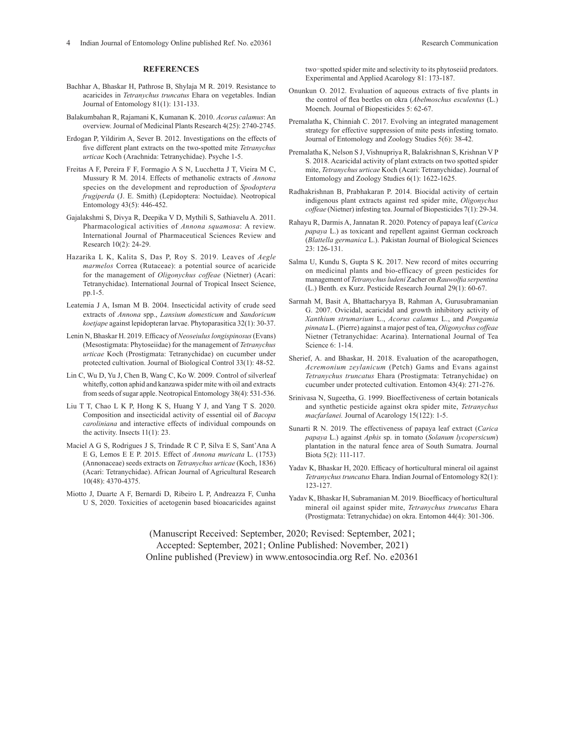## REFERENCES

Bachhar A, Bhaskar H, Pathrose B, Shylaja M R. 2019. Resistance to acaricides in *Tetranychus truncatus* Ehara on vegetables. Indian Journal of Entomology 81(1): 131-133.

Balakumbahan R, Rajamani K, Kumanan K. 2010. *Acorus calamus*: An overview. Journal of Medicinal Plants Research 4(25): 2740-2745.

Erdogan P, Yildirim A, Sever B. 2012. Investigations on the effects of five different plant extracts on the two-spotted mite *Tetranychus urticae* Koch (Arachnida: Tetranychidae). Psyche 1-5.

Freitas A F, Pereira F F, Formagio A S N, Lucchetta J T, Vieira M C, Mussury R M. 2014. Effects of methanolic extracts of *Annona* species on the development and reproduction of *Spodoptera frugiperda* (J. E. Smith) (Lepidoptera: Noctuidae). Neotropical Entomology 43(5): 446-452.

Gajalakshmi S, Divya R, Deepika V D, Mythili S, Sathiavelu A. 2011. Pharmacological activities of *Annona squamosa*: A review. International Journal of Pharmaceutical Sciences Review and Research 10(2): 24-29.

Hazarika L K, Kalita S, Das P, Roy S. 2019. Leaves of *Aegle marmelos* Correa (Rutaceae): a potential source of acaricide for the management of *Oligonychus coffeae* (Nietner) (Acari: Tetranychidae). International Journal of Tropical Insect Science, pp.1-5.

Leatemia J A, Isman M B. 2004. Insecticidal activity of crude seed extracts of *Annona* spp., *Lansium domesticum* and *Sandoricum koetjape* against lepidopteran larvae. Phytoparasitica 32(1): 30-37.

Lenin N, Bhaskar H. 2019. Efficacy of *Neoseiulus longispinosus* (Evans) (Mesostigmata: Phytoseiidae) for the management of *Tetranychus urticae* Koch (Prostigmata: Tetranychidae) on cucumber under protected cultivation. Journal of Biological Control 33(1): 48-52.

Lin C, Wu D, Yu J, Chen B, Wang C, Ko W. 2009. Control of silverleaf whitefly, cotton aphid and kanzawa spider mite with oil and extracts from seeds of sugar apple. Neotropical Entomology 38(4): 531-536.

Liu T T, Chao L K P, Hong K S, Huang Y J, and Yang T S. 2020. Composition and insecticidal activity of essential oil of *Bacopa caroliniana* and interactive effects of individual compounds on the activity. Insects 11(1): 23.

Maciel A G S, Rodrigues J S, Trindade R C P, Silva E S, Sant'Ana A E G, Lemos E E P. 2015. Effect of *Annona muricata* L. (1753) (Annonaceae) seeds extracts on *Tetranychus urticae* (Koch, 1836) (Acari: Tetranychidae). African Journal of Agricultural Research 10(48): 4370-4375.

Miotto J, Duarte A F, Bernardi D, Ribeiro L P, Andreazza F, Cunha U S, 2020. Toxicities of acetogenin based bioacaricides against two-spotted spider mite and selectivity to its phytoseiid predators. Experimental and Applied Acarology 81: 173-187.

Onunkun O. 2012. Evaluation of aqueous extracts of five plants in the control of flea beetles on okra (*Abelmoschus esculentus* (L.) Moench. Journal of Biopesticides 5: 62-67.

Premalatha K, Chinniah C. 2017. Evolving an integrated management strategy for effective suppression of mite pests infesting tomato. Journal of Entomology and Zoology Studies 5(6): 38-42.

Premalatha K, Nelson S J, Vishnupriya R, Balakrishnan S, Krishnan V P S. 2018. Acaricidal activity of plant extracts on two spotted spider mite, *Tetranychus urticae* Koch (Acari: Tetranychidae). Journal of Entomology and Zoology Studies 6(1): 1622-1625.

Radhakrishnan B, Prabhakaran P. 2014. Biocidal activity of certain indigenous plant extracts against red spider mite, *Oligonychus coffeae* (Nietner) infesting tea. Journal of Biopesticides 7(1): 29-34.

Rahayu R, Darmis A, Jannatan R. 2020. Potency of papaya leaf (*Carica papaya* L.) as toxicant and repellent against German cockroach (*Blattella germanica* L.). Pakistan Journal of Biological Sciences 23: 126-131.

Salma U, Kundu S, Gupta S K. 2017. New record of mites occurring on medicinal plants and bio-efficacy of green pesticides for management of *Tetranychus ludeni* Zacher on *Rauwolfia serpentina* (L.) Benth. ex Kurz. Pesticide Research Journal 29(1): 60-67.

Sarmah M, Basit A, Bhattacharyya B, Rahman A, Gurusubramanian G. 2007. Ovicidal, acaricidal and growth inhibitory activity of *Xanthium strumarium* L., *Acorus calamus* L., and *Pongamia pinnata* L. (Pierre) against a major pest of tea, *Oligonychus coffeae* Nietner (Tetranychidae: Acarina). International Journal of Tea Science 6: 1-14.

Sherief, A. and Bhaskar, H. 2018. Evaluation of the acaropathogen, *Acremonium zeylanicum* (Petch) Gams and Evans against *Tetranychus truncatus* Ehara (Prostigmata: Tetranychidae) on cucumber under protected cultivation. Entomon 43(4): 271-276.

Srinivasa N, Sugeetha, G. 1999. Bioeffectiveness of certain botanicals and synthetic pesticide against okra spider mite, *Tetranychus macfarlanei.* Journal of Acarology 15(122): 1-5.

Sunarti R N. 2019. The effectiveness of papaya leaf extract (*Carica papaya* L.) against *Aphis* sp. in tomato (*Solanum lycopersicum*) plantation in the natural fence area of South Sumatra. Journal Biota 5(2): 111-117.

Yadav K, Bhaskar H, 2020. Efficacy of horticultural mineral oil against *Tetranychus truncatus* Ehara. Indian Journal of Entomology 82(1): 123-127.

Yadav K, Bhaskar H, Subramanian M. 2019. Bioefficacy of horticultural mineral oil against spider mite, *Tetranychus truncatus* Ehara (Prostigmata: Tetranychidae) on okra. Entomon 44(4): 301-306.

(Manuscript Received: September, 2020; Revised: September, 2021; Accepted: September, 2021; Online Published: November, 2021)
Online published (Preview) in www.entosocindia.org Ref. No. e20361